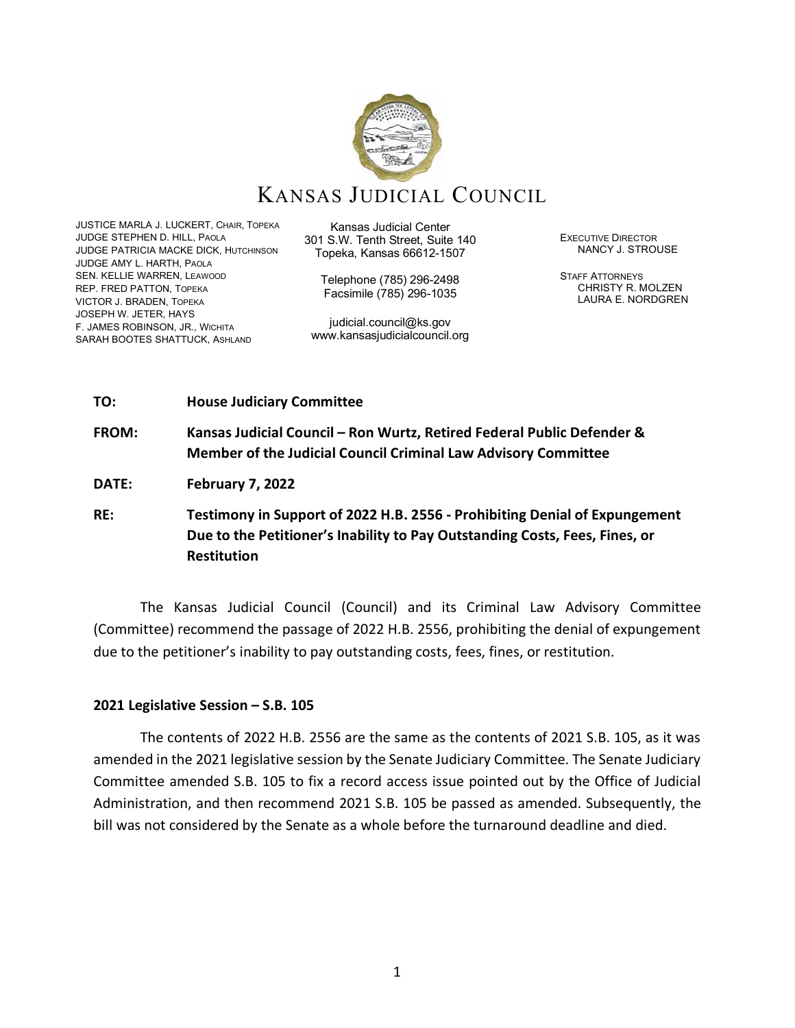# KANSAS JUDICIAL COUNCIL

JUSTICE MARLA J. LUCKERT, CHAIR, TOPEKA
JUDGE STEPHEN D. HILL, PAOLA
JUDGE PATRICIA MACKE DICK, HUTCHINSON
JUDGE AMY L. HARTH, PAOLA
SEN. KELLIE WARREN, LEAWOOD
REP. FRED PATTON, TOPEKA
VICTOR J. BRADEN, TOPEKA
JOSEPH W. JETER, HAYS
F. JAMES ROBINSON, JR., WICHITA
SARAH BOOTES SHATTUCK, ASHLAND

Kansas Judicial Center
301 S.W. Tenth Street, Suite 140
Topeka, Kansas 66612-1507

Telephone (785) 296-2498
Facsimile (785) 296-1035

judicial.council@ks.gov
www.kansasjudicialcouncil.org

EXECUTIVE DIRECTOR
NANCY J. STROUSE

STAFF ATTORNEYS
CHRISTY R. MOLZEN
LAURA E. NORDGREN

**TO:** **House Judiciary Committee**

**FROM:** **Kansas Judicial Council – Ron Wurtz, Retired Federal Public Defender & Member of the Judicial Council Criminal Law Advisory Committee**

**DATE:** **February 7, 2022**

**RE:** **Testimony in Support of 2022 H.B. 2556 - Prohibiting Denial of Expungement Due to the Petitioner's Inability to Pay Outstanding Costs, Fees, Fines, or Restitution**

The Kansas Judicial Council (Council) and its Criminal Law Advisory Committee (Committee) recommend the passage of 2022 H.B. 2556, prohibiting the denial of expungement due to the petitioner's inability to pay outstanding costs, fees, fines, or restitution.

**2021 Legislative Session – S.B. 105**

The contents of 2022 H.B. 2556 are the same as the contents of 2021 S.B. 105, as it was amended in the 2021 legislative session by the Senate Judiciary Committee. The Senate Judiciary Committee amended S.B. 105 to fix a record access issue pointed out by the Office of Judicial Administration, and then recommend 2021 S.B. 105 be passed as amended. Subsequently, the bill was not considered by the Senate as a whole before the turnaround deadline and died.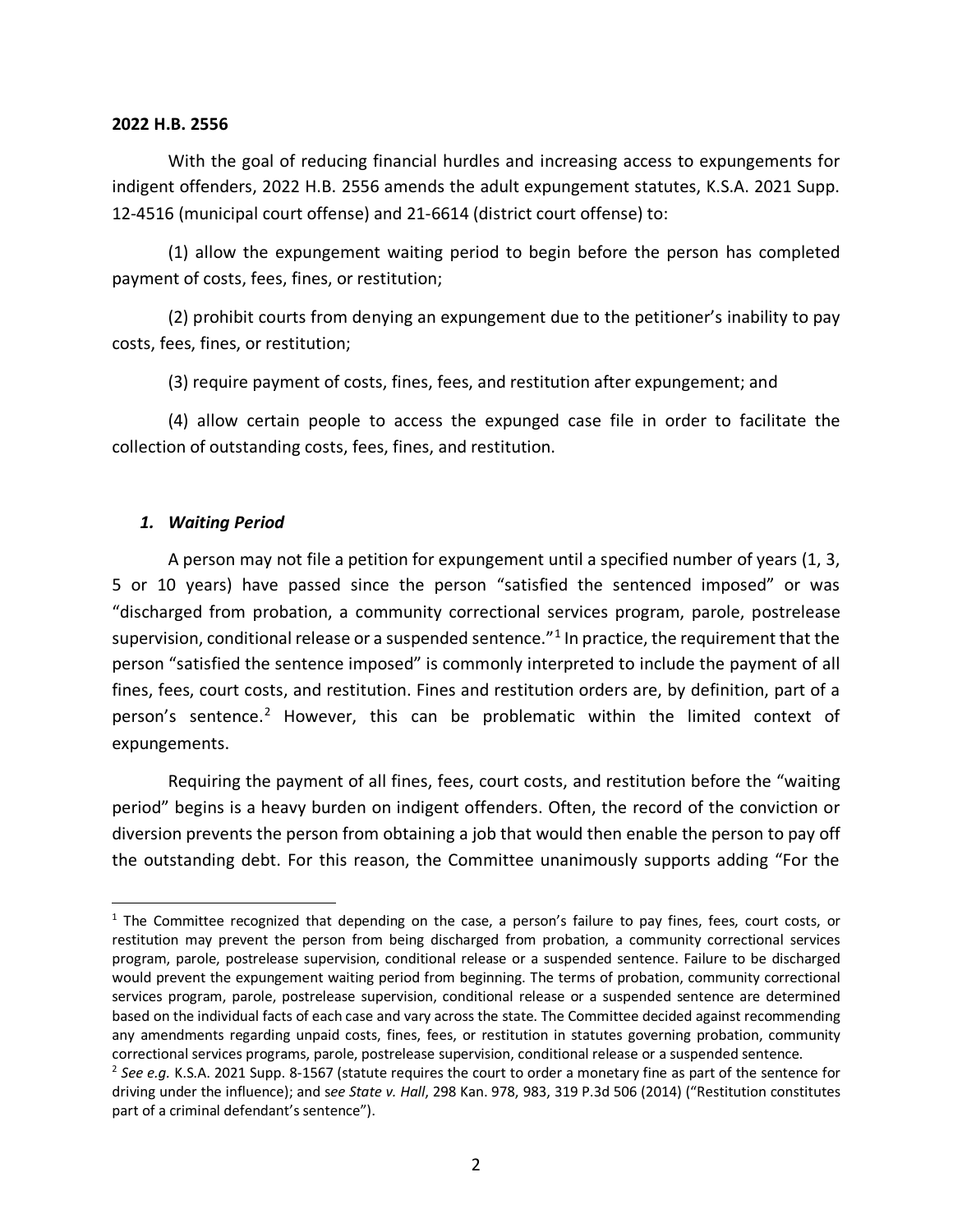**2022 H.B. 2556**

With the goal of reducing financial hurdles and increasing access to expungements for indigent offenders, 2022 H.B. 2556 amends the adult expungement statutes, K.S.A. 2021 Supp. 12-4516 (municipal court offense) and 21-6614 (district court offense) to:

(1) allow the expungement waiting period to begin before the person has completed payment of costs, fees, fines, or restitution;

(2) prohibit courts from denying an expungement due to the petitioner's inability to pay costs, fees, fines, or restitution;

(3) require payment of costs, fines, fees, and restitution after expungement; and

(4) allow certain people to access the expunged case file in order to facilitate the collection of outstanding costs, fees, fines, and restitution.

### *1. Waiting Period*

A person may not file a petition for expungement until a specified number of years (1, 3, 5 or 10 years) have passed since the person "satisfied the sentenced imposed" or was "discharged from probation, a community correctional services program, parole, postrelease supervision, conditional release or a suspended sentence."[1] In practice, the requirement that the person "satisfied the sentence imposed" is commonly interpreted to include the payment of all fines, fees, court costs, and restitution. Fines and restitution orders are, by definition, part of a person's sentence.[2] However, this can be problematic within the limited context of expungements.

Requiring the payment of all fines, fees, court costs, and restitution before the "waiting period" begins is a heavy burden on indigent offenders. Often, the record of the conviction or diversion prevents the person from obtaining a job that would then enable the person to pay off the outstanding debt. For this reason, the Committee unanimously supports adding "For the

---

[1] The Committee recognized that depending on the case, a person's failure to pay fines, fees, court costs, or restitution may prevent the person from being discharged from probation, a community correctional services program, parole, postrelease supervision, conditional release or a suspended sentence. Failure to be discharged would prevent the expungement waiting period from beginning. The terms of probation, community correctional services program, parole, postrelease supervision, conditional release or a suspended sentence are determined based on the individual facts of each case and vary across the state. The Committee decided against recommending any amendments regarding unpaid costs, fines, fees, or restitution in statutes governing probation, community correctional services programs, parole, postrelease supervision, conditional release or a suspended sentence.

[2] *See e.g.* K.S.A. 2021 Supp. 8-1567 (statute requires the court to order a monetary fine as part of the sentence for driving under the influence); and *see State v. Hall*, 298 Kan. 978, 983, 319 P.3d 506 (2014) ("Restitution constitutes part of a criminal defendant's sentence").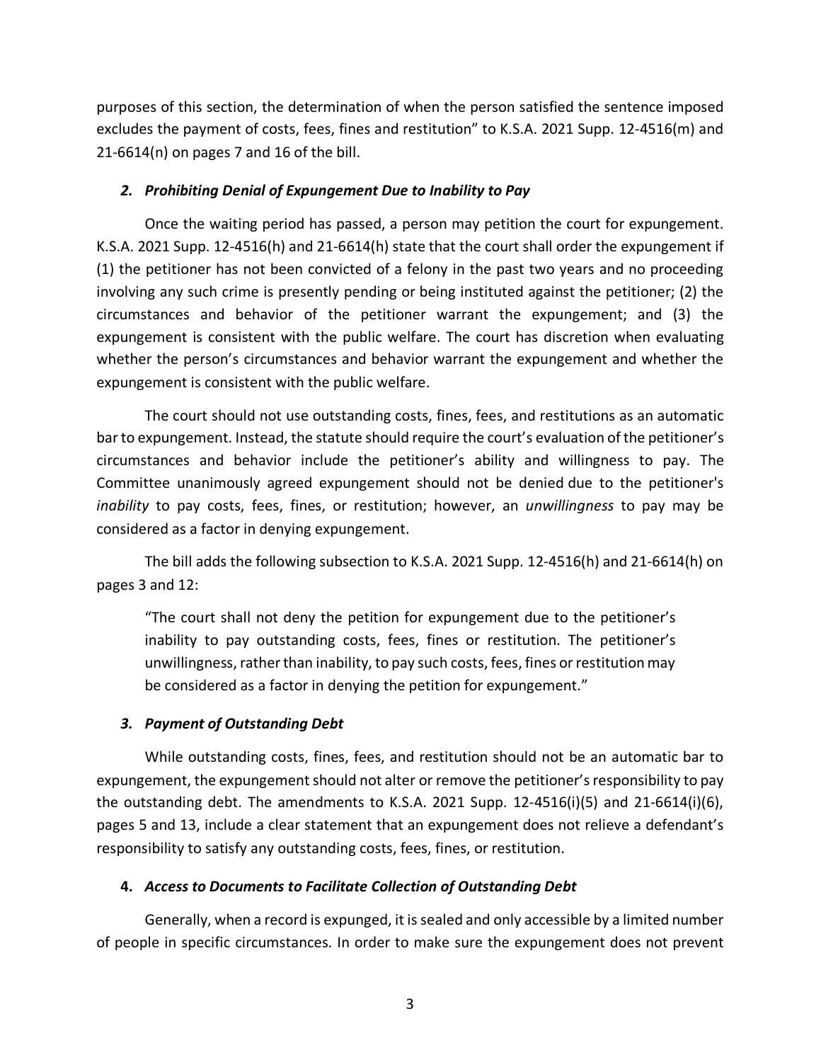purposes of this section, the determination of when the person satisfied the sentence imposed excludes the payment of costs, fees, fines and restitution" to K.S.A. 2021 Supp. 12-4516(m) and 21-6614(n) on pages 7 and 16 of the bill.

### *2. Prohibiting Denial of Expungement Due to Inability to Pay*

Once the waiting period has passed, a person may petition the court for expungement. K.S.A. 2021 Supp. 12-4516(h) and 21-6614(h) state that the court shall order the expungement if (1) the petitioner has not been convicted of a felony in the past two years and no proceeding involving any such crime is presently pending or being instituted against the petitioner; (2) the circumstances and behavior of the petitioner warrant the expungement; and (3) the expungement is consistent with the public welfare. The court has discretion when evaluating whether the person's circumstances and behavior warrant the expungement and whether the expungement is consistent with the public welfare.

The court should not use outstanding costs, fines, fees, and restitutions as an automatic bar to expungement. Instead, the statute should require the court's evaluation of the petitioner's circumstances and behavior include the petitioner's ability and willingness to pay. The Committee unanimously agreed expungement should not be denied due to the petitioner's *inability* to pay costs, fees, fines, or restitution; however, an *unwillingness* to pay may be considered as a factor in denying expungement.

The bill adds the following subsection to K.S.A. 2021 Supp. 12-4516(h) and 21-6614(h) on pages 3 and 12:

> "The court shall not deny the petition for expungement due to the petitioner's inability to pay outstanding costs, fees, fines or restitution. The petitioner's unwillingness, rather than inability, to pay such costs, fees, fines or restitution may be considered as a factor in denying the petition for expungement."

### *3. Payment of Outstanding Debt*

While outstanding costs, fines, fees, and restitution should not be an automatic bar to expungement, the expungement should not alter or remove the petitioner's responsibility to pay the outstanding debt. The amendments to K.S.A. 2021 Supp. 12-4516(i)(5) and 21-6614(i)(6), pages 5 and 13, include a clear statement that an expungement does not relieve a defendant's responsibility to satisfy any outstanding costs, fees, fines, or restitution.

### **4.** *Access to Documents to Facilitate Collection of Outstanding Debt*

Generally, when a record is expunged, it is sealed and only accessible by a limited number of people in specific circumstances. In order to make sure the expungement does not prevent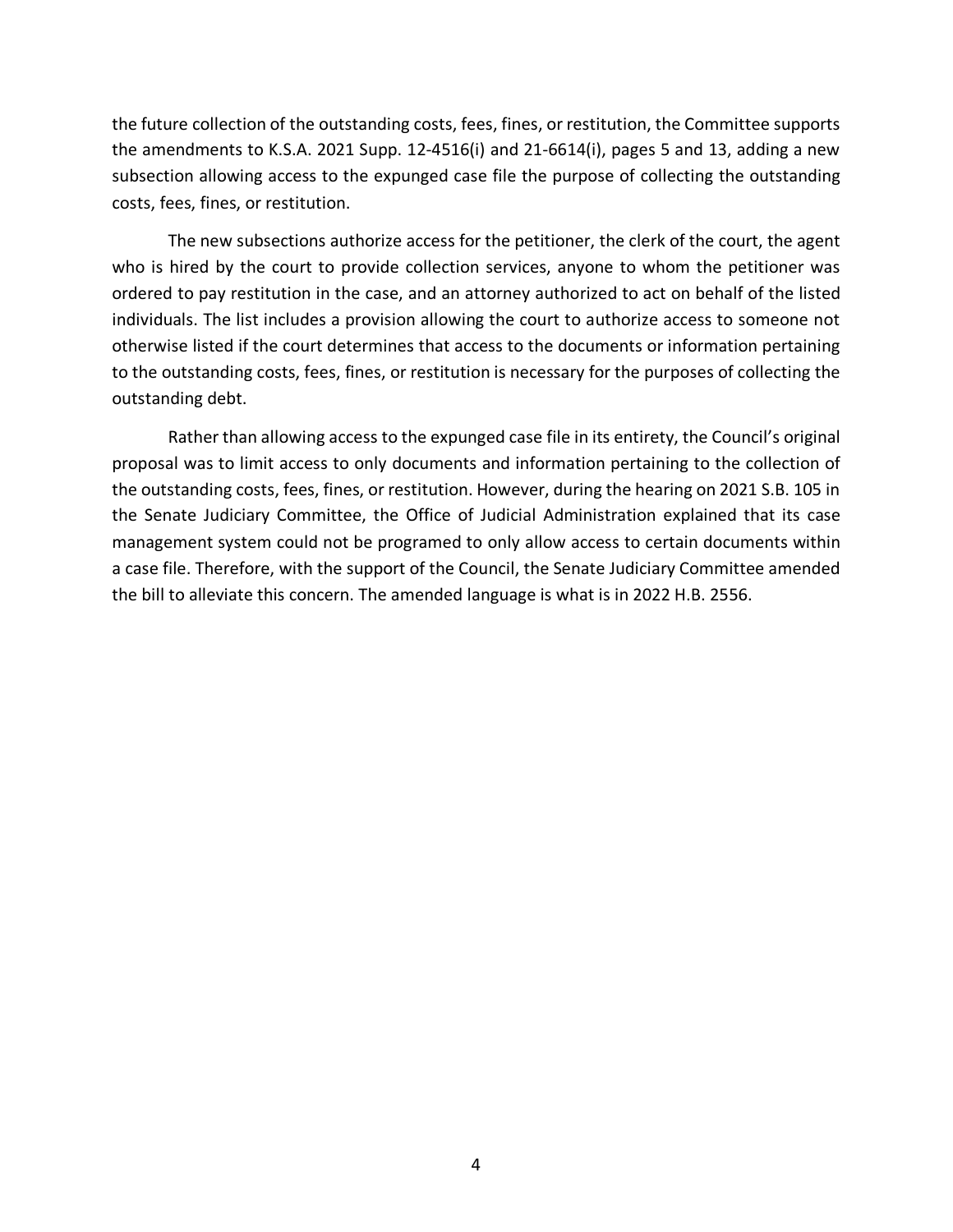the future collection of the outstanding costs, fees, fines, or restitution, the Committee supports the amendments to K.S.A. 2021 Supp. 12-4516(i) and 21-6614(i), pages 5 and 13, adding a new subsection allowing access to the expunged case file the purpose of collecting the outstanding costs, fees, fines, or restitution.

The new subsections authorize access for the petitioner, the clerk of the court, the agent who is hired by the court to provide collection services, anyone to whom the petitioner was ordered to pay restitution in the case, and an attorney authorized to act on behalf of the listed individuals. The list includes a provision allowing the court to authorize access to someone not otherwise listed if the court determines that access to the documents or information pertaining to the outstanding costs, fees, fines, or restitution is necessary for the purposes of collecting the outstanding debt.

Rather than allowing access to the expunged case file in its entirety, the Council's original proposal was to limit access to only documents and information pertaining to the collection of the outstanding costs, fees, fines, or restitution. However, during the hearing on 2021 S.B. 105 in the Senate Judiciary Committee, the Office of Judicial Administration explained that its case management system could not be programed to only allow access to certain documents within a case file. Therefore, with the support of the Council, the Senate Judiciary Committee amended the bill to alleviate this concern. The amended language is what is in 2022 H.B. 2556.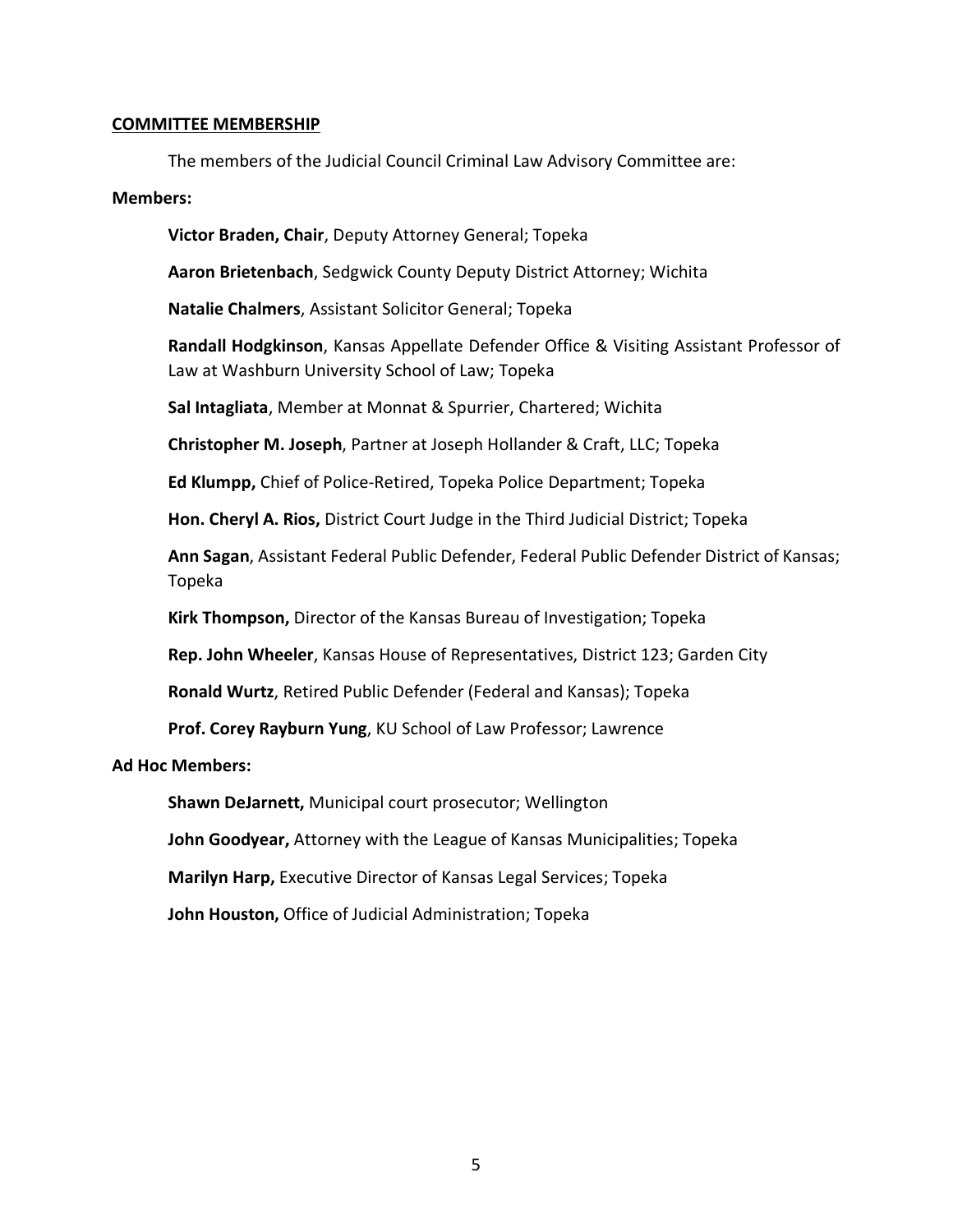**<u>COMMITTEE MEMBERSHIP</u>**

The members of the Judicial Council Criminal Law Advisory Committee are:

**Members:**

**Victor Braden, Chair**, Deputy Attorney General; Topeka

**Aaron Brietenbach**, Sedgwick County Deputy District Attorney; Wichita

**Natalie Chalmers**, Assistant Solicitor General; Topeka

**Randall Hodgkinson**, Kansas Appellate Defender Office & Visiting Assistant Professor of Law at Washburn University School of Law; Topeka

**Sal Intagliata**, Member at Monnat & Spurrier, Chartered; Wichita

**Christopher M. Joseph**, Partner at Joseph Hollander & Craft, LLC; Topeka

**Ed Klumpp,** Chief of Police-Retired, Topeka Police Department; Topeka

**Hon. Cheryl A. Rios,** District Court Judge in the Third Judicial District; Topeka

**Ann Sagan**, Assistant Federal Public Defender, Federal Public Defender District of Kansas; Topeka

**Kirk Thompson,** Director of the Kansas Bureau of Investigation; Topeka

**Rep. John Wheeler**, Kansas House of Representatives, District 123; Garden City

**Ronald Wurtz**, Retired Public Defender (Federal and Kansas); Topeka

**Prof. Corey Rayburn Yung**, KU School of Law Professor; Lawrence

**Ad Hoc Members:**

**Shawn DeJarnett,** Municipal court prosecutor; Wellington

**John Goodyear,** Attorney with the League of Kansas Municipalities; Topeka

**Marilyn Harp,** Executive Director of Kansas Legal Services; Topeka

**John Houston,** Office of Judicial Administration; Topeka